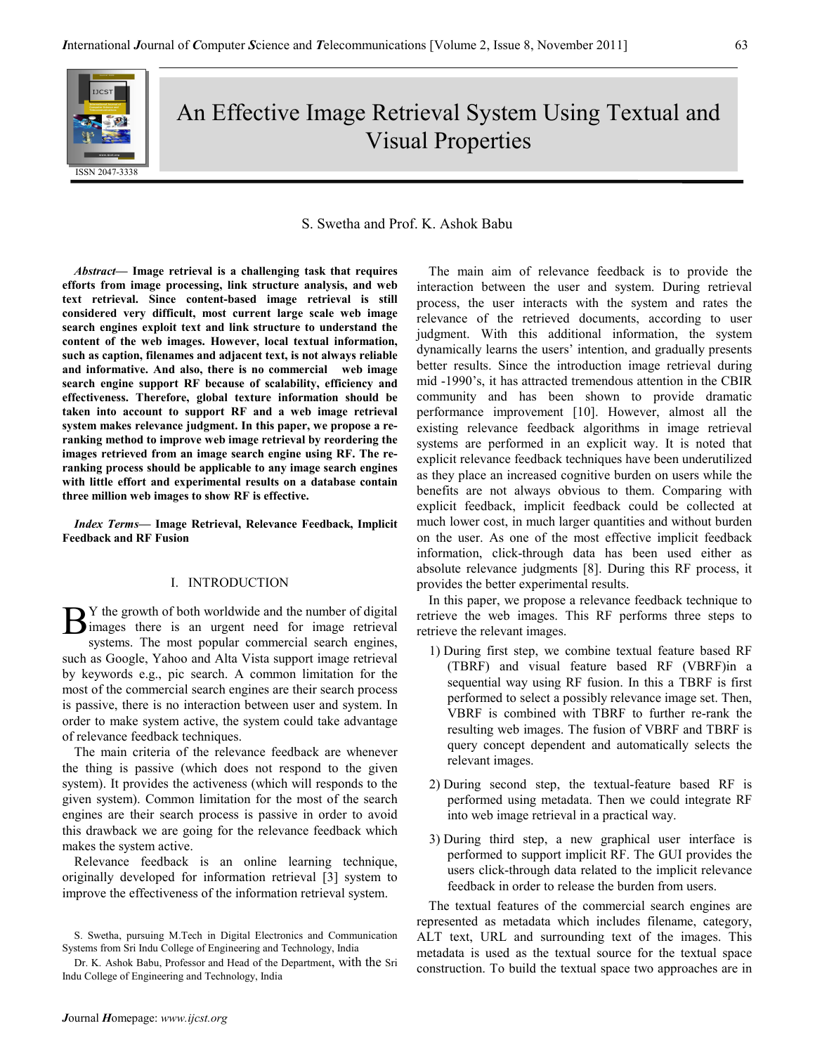# An Effective Image Retrieval System Using Textual and Visual Properties

S. Swetha and Prof. K. Ashok Babu

***Abstract*— Image retrieval is a challenging task that requires efforts from image processing, link structure analysis, and web text retrieval. Since content-based image retrieval is still considered very difficult, most current large scale web image search engines exploit text and link structure to understand the content of the web images. However, local textual information, such as caption, filenames and adjacent text, is not always reliable and informative. And also, there is no commercial web image search engine support RF because of scalability, efficiency and effectiveness. Therefore, global texture information should be taken into account to support RF and a web image retrieval system makes relevance judgment. In this paper, we propose a re-ranking method to improve web image retrieval by reordering the images retrieved from an image search engine using RF. The re-ranking process should be applicable to any image search engines with little effort and experimental results on a database contain three million web images to show RF is effective.**

***Index Terms*— Image Retrieval, Relevance Feedback, Implicit Feedback and RF Fusion**

## I. INTRODUCTION

By the growth of both worldwide and the number of digital images there is an urgent need for image retrieval systems. The most popular commercial search engines, such as Google, Yahoo and Alta Vista support image retrieval by keywords e.g., pic search. A common limitation for the most of the commercial search engines are their search process is passive, there is no interaction between user and system. In order to make system active, the system could take advantage of relevance feedback techniques.

The main criteria of the relevance feedback are whenever the thing is passive (which does not respond to the given system). It provides the activeness (which will responds to the given system). Common limitation for the most of the search engines are their search process is passive in order to avoid this drawback we are going for the relevance feedback which makes the system active.

Relevance feedback is an online learning technique, originally developed for information retrieval [3] system to improve the effectiveness of the information retrieval system.

S. Swetha, pursuing M.Tech in Digital Electronics and Communication Systems from Sri Indu College of Engineering and Technology, India

Dr. K. Ashok Babu, Professor and Head of the Department, with the Sri Indu College of Engineering and Technology, India

The main aim of relevance feedback is to provide the interaction between the user and system. During retrieval process, the user interacts with the system and rates the relevance of the retrieved documents, according to user judgment. With this additional information, the system dynamically learns the users' intention, and gradually presents better results. Since the introduction image retrieval during mid -1990's, it has attracted tremendous attention in the CBIR community and has been shown to provide dramatic performance improvement [10]. However, almost all the existing relevance feedback algorithms in image retrieval systems are performed in an explicit way. It is noted that explicit relevance feedback techniques have been underutilized as they place an increased cognitive burden on users while the benefits are not always obvious to them. Comparing with explicit feedback, implicit feedback could be collected at much lower cost, in much larger quantities and without burden on the user. As one of the most effective implicit feedback information, click-through data has been used either as absolute relevance judgments [8]. During this RF process, it provides the better experimental results.

In this paper, we propose a relevance feedback technique to retrieve the web images. This RF performs three steps to retrieve the relevant images.

1) During first step, we combine textual feature based RF (TBRF) and visual feature based RF (VBRF)in a sequential way using RF fusion. In this a TBRF is first performed to select a possibly relevance image set. Then, VBRF is combined with TBRF to further re-rank the resulting web images. The fusion of VBRF and TBRF is query concept dependent and automatically selects the relevant images.

2) During second step, the textual-feature based RF is performed using metadata. Then we could integrate RF into web image retrieval in a practical way.

3) During third step, a new graphical user interface is performed to support implicit RF. The GUI provides the users click-through data related to the implicit relevance feedback in order to release the burden from users.

The textual features of the commercial search engines are represented as metadata which includes filename, category, ALT text, URL and surrounding text of the images. This metadata is used as the textual source for the textual space construction. To build the textual space two approaches are in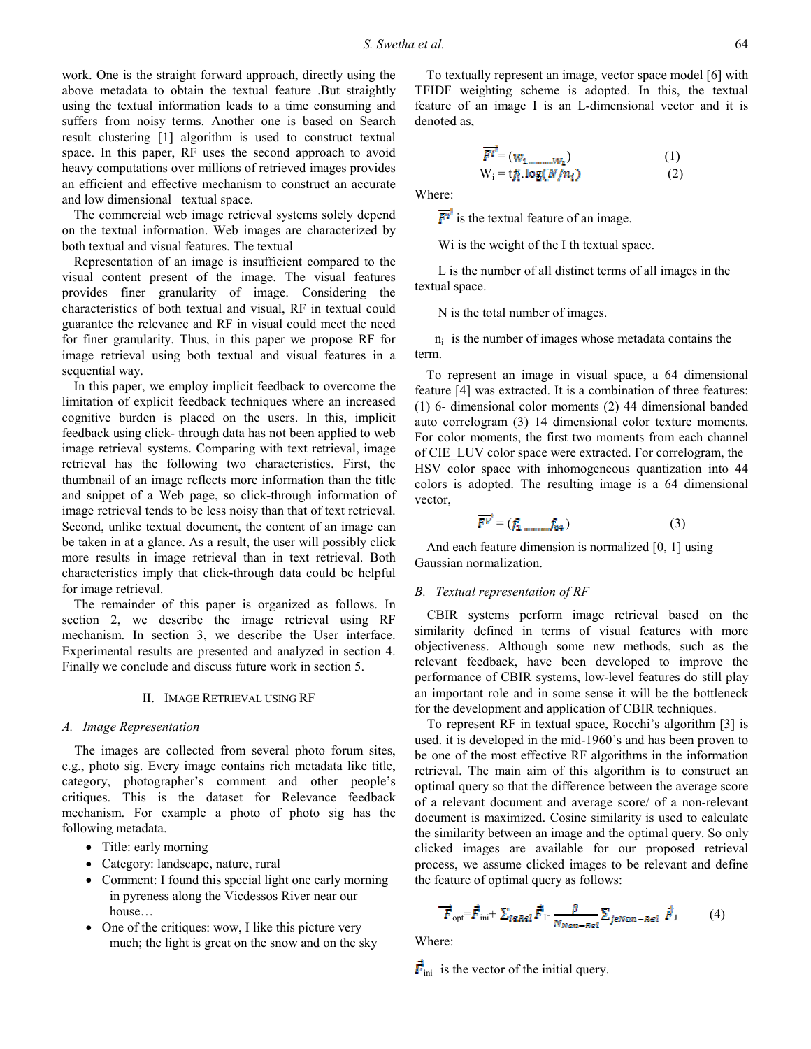work. One is the straight forward approach, directly using the above metadata to obtain the textual feature .But straightly using the textual information leads to a time consuming and suffers from noisy terms. Another one is based on Search result clustering [1] algorithm is used to construct textual space. In this paper, RF uses the second approach to avoid heavy computations over millions of retrieved images provides an efficient and effective mechanism to construct an accurate and low dimensional textual space.

The commercial web image retrieval systems solely depend on the textual information. Web images are characterized by both textual and visual features. The textual

Representation of an image is insufficient compared to the visual content present of the image. The visual features provides finer granularity of image. Considering the characteristics of both textual and visual, RF in textual could guarantee the relevance and RF in visual could meet the need for finer granularity. Thus, in this paper we propose RF for image retrieval using both textual and visual features in a sequential way.

In this paper, we employ implicit feedback to overcome the limitation of explicit feedback techniques where an increased cognitive burden is placed on the users. In this, implicit feedback using click- through data has not been applied to web image retrieval systems. Comparing with text retrieval, image retrieval has the following two characteristics. First, the thumbnail of an image reflects more information than the title and snippet of a Web page, so click-through information of image retrieval tends to be less noisy than that of text retrieval. Second, unlike textual document, the content of an image can be taken in at a glance. As a result, the user will possibly click more results in image retrieval than in text retrieval. Both characteristics imply that click-through data could be helpful for image retrieval.

The remainder of this paper is organized as follows. In section 2, we describe the image retrieval using RF mechanism. In section 3, we describe the User interface. Experimental results are presented and analyzed in section 4. Finally we conclude and discuss future work in section 5.

## II. Image Retrieval using RF

### A. Image Representation

The images are collected from several photo forum sites, e.g., photo sig. Every image contains rich metadata like title, category, photographer's comment and other people's critiques. This is the dataset for Relevance feedback mechanism. For example a photo of photo sig has the following metadata.

- Title: early morning
- Category: landscape, nature, rural
- Comment: I found this special light one early morning in pyreness along the Vicdessos River near our house…
- One of the critiques: wow, I like this picture very much; the light is great on the snow and on the sky

To textually represent an image, vector space model [6] with TFIDF weighting scheme is adopted. In this, the textual feature of an image I is an L-dimensional vector and it is denoted as,

$$\overrightarrow{F^T} = (w_1, \ldots, w_L) \qquad (1)$$

$$W_i = tf_i . \log(N/n_i) \qquad (2)$$

Where:

$\overrightarrow{F^T}$ is the textual feature of an image.

Wi is the weight of the I th textual space.

L is the number of all distinct terms of all images in the textual space.

N is the total number of images.

$n_i$ is the number of images whose metadata contains the term.

To represent an image in visual space, a 64 dimensional feature [4] was extracted. It is a combination of three features: (1) 6- dimensional color moments (2) 44 dimensional banded auto correlogram (3) 14 dimensional color texture moments. For color moments, the first two moments from each channel of CIE_LUV color space were extracted. For correlogram, the HSV color space with inhomogeneous quantization into 44 colors is adopted. The resulting image is a 64 dimensional vector,

$$\overrightarrow{F^V} = (f_1, \ldots, f_{64}) \qquad (3)$$

And each feature dimension is normalized [0, 1] using Gaussian normalization.

### B. Textual representation of RF

CBIR systems perform image retrieval based on the similarity defined in terms of visual features with more objectiveness. Although some new methods, such as the relevant feedback, have been developed to improve the performance of CBIR systems, low-level features do still play an important role and in some sense it will be the bottleneck for the development and application of CBIR techniques.

To represent RF in textual space, Rocchi's algorithm [3] is used. it is developed in the mid-1960's and has been proven to be one of the most effective RF algorithms in the information retrieval. The main aim of this algorithm is to construct an optimal query so that the difference between the average score of a relevant document and average score/ of a non-relevant document is maximized. Cosine similarity is used to calculate the similarity between an image and the optimal query. So only clicked images are available for our proposed retrieval process, we assume clicked images to be relevant and define the feature of optimal query as follows:

$$\vec{F}_{opt} = \vec{F}_{ini} + \sum_{I \in Rel} \vec{F}_I - \frac{\beta}{N_{Non-Rel}} \sum_{j \in Non-Rel} \vec{F}_J \qquad (4)$$

Where:

$\vec{F}_{ini}$ is the vector of the initial query.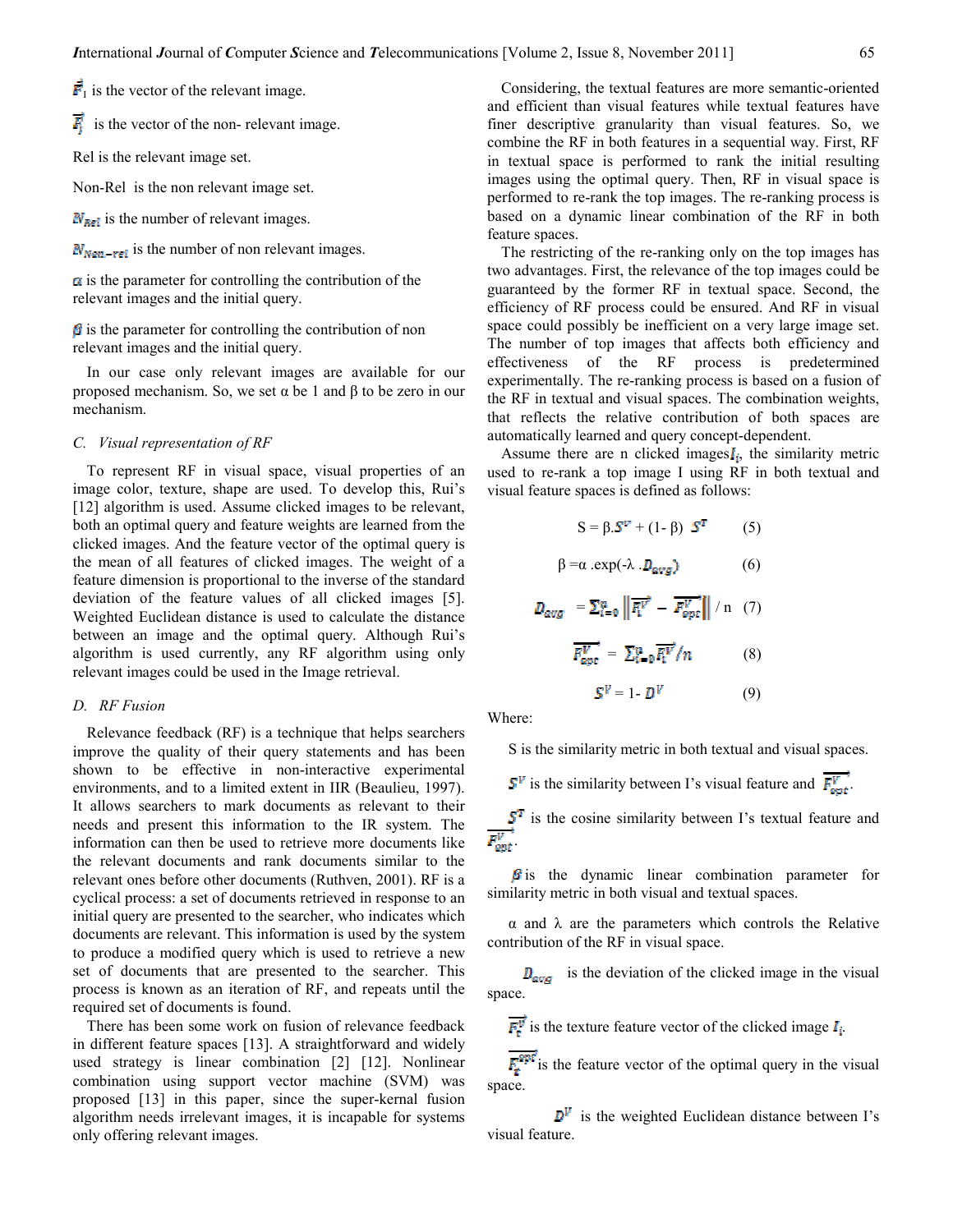$\vec{F}_1$ is the vector of the relevant image.

$\vec{F}_j$ is the vector of the non- relevant image.

Rel is the relevant image set.

Non-Rel is the non relevant image set.

$N_{Rel}$ is the number of relevant images.

$N_{Non-rel}$ is the number of non relevant images.

$\alpha$ is the parameter for controlling the contribution of the relevant images and the initial query.

$\beta$ is the parameter for controlling the contribution of non relevant images and the initial query.

In our case only relevant images are available for our proposed mechanism. So, we set α be 1 and β to be zero in our mechanism.

### C. Visual representation of RF

To represent RF in visual space, visual properties of an image color, texture, shape are used. To develop this, Rui's [12] algorithm is used. Assume clicked images to be relevant, both an optimal query and feature weights are learned from the clicked images. And the feature vector of the optimal query is the mean of all features of clicked images. The weight of a feature dimension is proportional to the inverse of the standard deviation of the feature values of all clicked images [5]. Weighted Euclidean distance is used to calculate the distance between an image and the optimal query. Although Rui's algorithm is used currently, any RF algorithm using only relevant images could be used in the Image retrieval.

### D. RF Fusion

Relevance feedback (RF) is a technique that helps searchers improve the quality of their query statements and has been shown to be effective in non-interactive experimental environments, and to a limited extent in IIR (Beaulieu, 1997). It allows searchers to mark documents as relevant to their needs and present this information to the IR system. The information can then be used to retrieve more documents like the relevant documents and rank documents similar to the relevant ones before other documents (Ruthven, 2001). RF is a cyclical process: a set of documents retrieved in response to an initial query are presented to the searcher, who indicates which documents are relevant. This information is used by the system to produce a modified query which is used to retrieve a new set of documents that are presented to the searcher. This process is known as an iteration of RF, and repeats until the required set of documents is found.

There has been some work on fusion of relevance feedback in different feature spaces [13]. A straightforward and widely used strategy is linear combination [2] [12]. Nonlinear combination using support vector machine (SVM) was proposed [13] in this paper, since the super-kernal fusion algorithm needs irrelevant images, it is incapable for systems only offering relevant images.

Considering, the textual features are more semantic-oriented and efficient than visual features while textual features have finer descriptive granularity than visual features. So, we combine the RF in both features in a sequential way. First, RF in textual space is performed to rank the initial resulting images using the optimal query. Then, RF in visual space is performed to re-rank the top images. The re-ranking process is based on a dynamic linear combination of the RF in both feature spaces.

The restricting of the re-ranking only on the top images has two advantages. First, the relevance of the top images could be guaranteed by the former RF in textual space. Second, the efficiency of RF process could be ensured. And RF in visual space could possibly be inefficient on a very large image set. The number of top images that affects both efficiency and effectiveness of the RF process is predetermined experimentally. The re-ranking process is based on a fusion of the RF in textual and visual spaces. The combination weights, that reflects the relative contribution of both spaces are automatically learned and query concept-dependent.

Assume there are n clicked images $I_i$, the similarity metric used to re-rank a top image I using RF in both textual and visual feature spaces is defined as follows:

$$S = \beta . S^V + (1-\beta)\ S^T \qquad (5)$$

$$\beta = \alpha . \exp(-\lambda . D_{avg}) \qquad (6)$$

$$D_{avg} = \sum_{i=0}^{n} \left\| \vec{F_i^V} - \vec{F_{opt}^V} \right\| / n \qquad (7)$$

$$\vec{F_{opt}^V} = \sum_{i=0}^{n} \vec{F_i^V} / n \qquad (8)$$

$$S^V = 1 - D^V \qquad (9)$$

Where:

S is the similarity metric in both textual and visual spaces.

$S^V$ is the similarity between I's visual feature and $\vec{F_{opt}^V}$.

$S^T$ is the cosine similarity between I's textual feature and $\vec{F_{opt}^V}$.

$\beta$ is the dynamic linear combination parameter for similarity metric in both visual and textual spaces.

α and λ are the parameters which controls the Relative contribution of the RF in visual space.

$D_{avg}$ is the deviation of the clicked image in the visual space.

$\vec{F_i^V}$ is the texture feature vector of the clicked image $I_i$.

$\vec{F_i^{opt}}$ is the feature vector of the optimal query in the visual space.

$D^V$ is the weighted Euclidean distance between I's visual feature.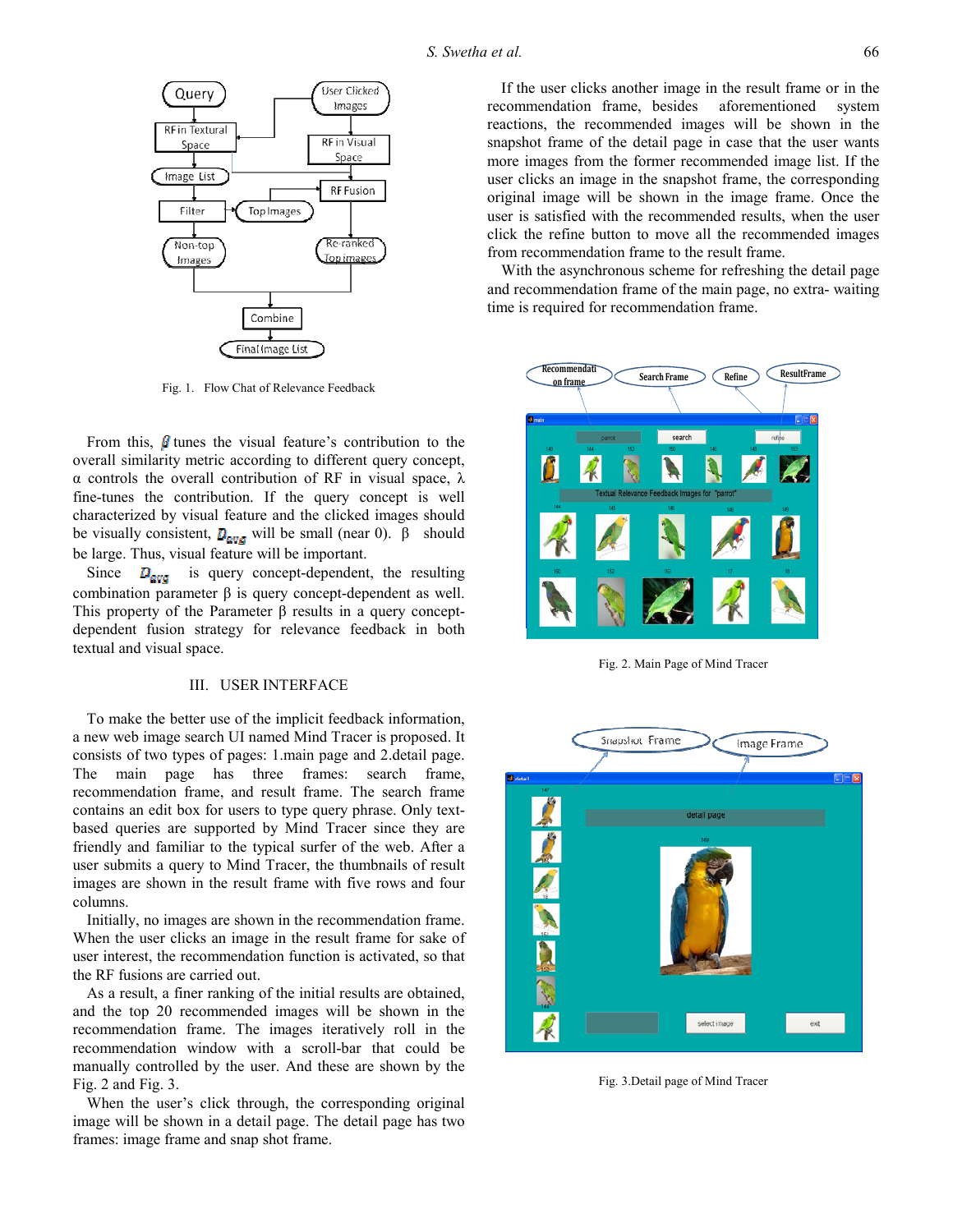Fig. 1. Flow Chat of Relevance Feedback

From this, $\beta$ tunes the visual feature's contribution to the overall similarity metric according to different query concept, α controls the overall contribution of RF in visual space, λ fine-tunes the contribution. If the query concept is well characterized by visual feature and the clicked images should be visually consistent, $D_{avg}$ will be small (near 0). β should be large. Thus, visual feature will be important.

Since $D_{avg}$ is query concept-dependent, the resulting combination parameter β is query concept-dependent as well. This property of the Parameter β results in a query concept-dependent fusion strategy for relevance feedback in both textual and visual space.

## III. USER INTERFACE

To make the better use of the implicit feedback information, a new web image search UI named Mind Tracer is proposed. It consists of two types of pages: 1.main page and 2.detail page. The main page has three frames: search frame, recommendation frame, and result frame. The search frame contains an edit box for users to type query phrase. Only text-based queries are supported by Mind Tracer since they are friendly and familiar to the typical surfer of the web. After a user submits a query to Mind Tracer, the thumbnails of result images are shown in the result frame with five rows and four columns.

Initially, no images are shown in the recommendation frame. When the user clicks an image in the result frame for sake of user interest, the recommendation function is activated, so that the RF fusions are carried out.

As a result, a finer ranking of the initial results are obtained, and the top 20 recommended images will be shown in the recommendation frame. The images iteratively roll in the recommendation window with a scroll-bar that could be manually controlled by the user. And these are shown by the Fig. 2 and Fig. 3.

When the user's click through, the corresponding original image will be shown in a detail page. The detail page has two frames: image frame and snap shot frame.

If the user clicks another image in the result frame or in the recommendation frame, besides aforementioned system reactions, the recommended images will be shown in the snapshot frame of the detail page in case that the user wants more images from the former recommended image list. If the user clicks an image in the snapshot frame, the corresponding original image will be shown in the image frame. Once the user is satisfied with the recommended results, when the user click the refine button to move all the recommended images from recommendation frame to the result frame.

With the asynchronous scheme for refreshing the detail page and recommendation frame of the main page, no extra- waiting time is required for recommendation frame.

Fig. 2. Main Page of Mind Tracer

Fig. 3.Detail page of Mind Tracer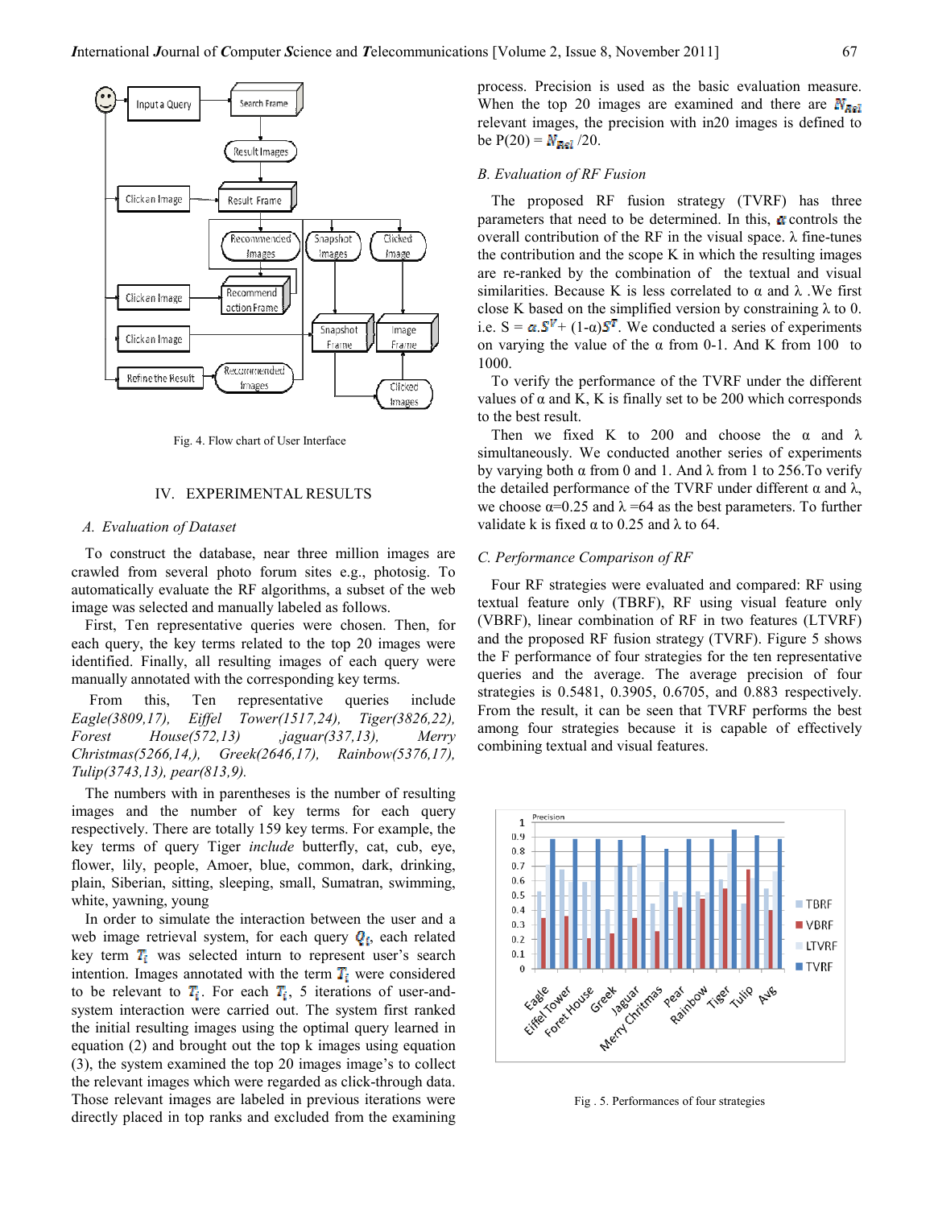Fig. 4. Flow chart of User Interface

## IV. EXPERIMENTAL RESULTS

### A. Evaluation of Dataset

To construct the database, near three million images are crawled from several photo forum sites e.g., photosig. To automatically evaluate the RF algorithms, a subset of the web image was selected and manually labeled as follows.

First, Ten representative queries were chosen. Then, for each query, the key terms related to the top 20 images were identified. Finally, all resulting images of each query were manually annotated with the corresponding key terms.

From this, Ten representative queries include *Eagle(3809,17), Eiffel Tower(1517,24), Tiger(3826,22), Forest House(572,13) ,jaguar(337,13), Merry Christmas(5266,14,), Greek(2646,17), Rainbow(5376,17), Tulip(3743,13), pear(813,9).*

The numbers with in parentheses is the number of resulting images and the number of key terms for each query respectively. There are totally 159 key terms. For example, the key terms of query Tiger *include* butterfly, cat, cub, eye, flower, lily, people, Amoer, blue, common, dark, drinking, plain, Siberian, sitting, sleeping, small, Sumatran, swimming, white, yawning, young

In order to simulate the interaction between the user and a web image retrieval system, for each query $Q_i$, each related key term $T_i$ was selected inturn to represent user's search intention. Images annotated with the term $T_i$ were considered to be relevant to $T_i$. For each $T_i$, 5 iterations of user-and-system interaction were carried out. The system first ranked the initial resulting images using the optimal query learned in equation (2) and brought out the top k images using equation (3), the system examined the top 20 images image's to collect the relevant images which were regarded as click-through data. Those relevant images are labeled in previous iterations were directly placed in top ranks and excluded from the examining process. Precision is used as the basic evaluation measure. When the top 20 images are examined and there are $N_{Rel}$ relevant images, the precision with in20 images is defined to be P(20) = $N_{Rel}$ /20.

### B. Evaluation of RF Fusion

The proposed RF fusion strategy (TVRF) has three parameters that need to be determined. In this, $\alpha$ controls the overall contribution of the RF in the visual space. λ fine-tunes the contribution and the scope K in which the resulting images are re-ranked by the combination of the textual and visual similarities. Because K is less correlated to α and λ .We first close K based on the simplified version by constraining λ to 0. i.e. S = $\alpha.S^V$+ (1-α)$S^T$. We conducted a series of experiments on varying the value of the α from 0-1. And K from 100 to 1000.

To verify the performance of the TVRF under the different values of α and K, K is finally set to be 200 which corresponds to the best result.

Then we fixed K to 200 and choose the α and λ simultaneously. We conducted another series of experiments by varying both α from 0 and 1. And λ from 1 to 256.To verify the detailed performance of the TVRF under different α and λ, we choose α=0.25 and λ =64 as the best parameters. To further validate k is fixed α to 0.25 and λ to 64.

### C. Performance Comparison of RF

Four RF strategies were evaluated and compared: RF using textual feature only (TBRF), RF using visual feature only (VBRF), linear combination of RF in two features (LTVRF) and the proposed RF fusion strategy (TVRF). Figure 5 shows the F performance of four strategies for the ten representative queries and the average. The average precision of four strategies is 0.5481, 0.3905, 0.6705, and 0.883 respectively. From the result, it can be seen that TVRF performs the best among four strategies because it is capable of effectively combining textual and visual features.

Fig . 5. Performances of four strategies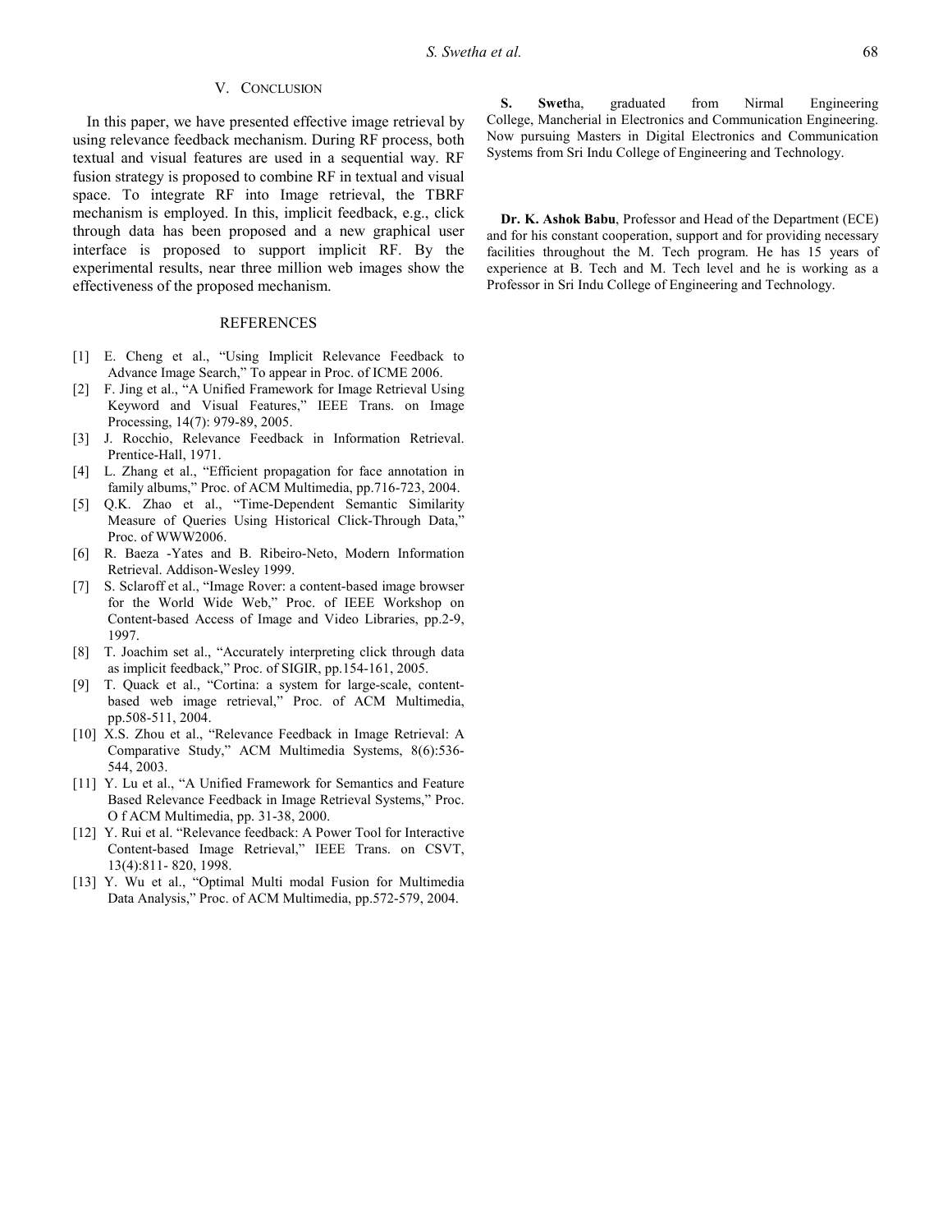## V. CONCLUSION

In this paper, we have presented effective image retrieval by using relevance feedback mechanism. During RF process, both textual and visual features are used in a sequential way. RF fusion strategy is proposed to combine RF in textual and visual space. To integrate RF into Image retrieval, the TBRF mechanism is employed. In this, implicit feedback, e.g., click through data has been proposed and a new graphical user interface is proposed to support implicit RF. By the experimental results, near three million web images show the effectiveness of the proposed mechanism.

## REFERENCES

[1] E. Cheng et al., "Using Implicit Relevance Feedback to Advance Image Search," To appear in Proc. of ICME 2006.

[2] F. Jing et al., "A Unified Framework for Image Retrieval Using Keyword and Visual Features," IEEE Trans. on Image Processing, 14(7): 979-89, 2005.

[3] J. Rocchio, Relevance Feedback in Information Retrieval. Prentice-Hall, 1971.

[4] L. Zhang et al., "Efficient propagation for face annotation in family albums," Proc. of ACM Multimedia, pp.716-723, 2004.

[5] Q.K. Zhao et al., "Time-Dependent Semantic Similarity Measure of Queries Using Historical Click-Through Data," Proc. of WWW2006.

[6] R. Baeza -Yates and B. Ribeiro-Neto, Modern Information Retrieval. Addison-Wesley 1999.

[7] S. Sclaroff et al., "Image Rover: a content-based image browser for the World Wide Web," Proc. of IEEE Workshop on Content-based Access of Image and Video Libraries, pp.2-9, 1997.

[8] T. Joachim set al., "Accurately interpreting click through data as implicit feedback," Proc. of SIGIR, pp.154-161, 2005.

[9] T. Quack et al., "Cortina: a system for large-scale, content-based web image retrieval," Proc. of ACM Multimedia, pp.508-511, 2004.

[10] X.S. Zhou et al., "Relevance Feedback in Image Retrieval: A Comparative Study," ACM Multimedia Systems, 8(6):536-544, 2003.

[11] Y. Lu et al., "A Unified Framework for Semantics and Feature Based Relevance Feedback in Image Retrieval Systems," Proc. O f ACM Multimedia, pp. 31-38, 2000.

[12] Y. Rui et al. "Relevance feedback: A Power Tool for Interactive Content-based Image Retrieval," IEEE Trans. on CSVT, 13(4):811- 820, 1998.

[13] Y. Wu et al., "Optimal Multi modal Fusion for Multimedia Data Analysis," Proc. of ACM Multimedia, pp.572-579, 2004.

**S. Swet**ha, graduated from Nirmal Engineering College, Mancherial in Electronics and Communication Engineering. Now pursuing Masters in Digital Electronics and Communication Systems from Sri Indu College of Engineering and Technology.

**Dr. K. Ashok Babu**, Professor and Head of the Department (ECE) and for his constant cooperation, support and for providing necessary facilities throughout the M. Tech program. He has 15 years of experience at B. Tech and M. Tech level and he is working as a Professor in Sri Indu College of Engineering and Technology.